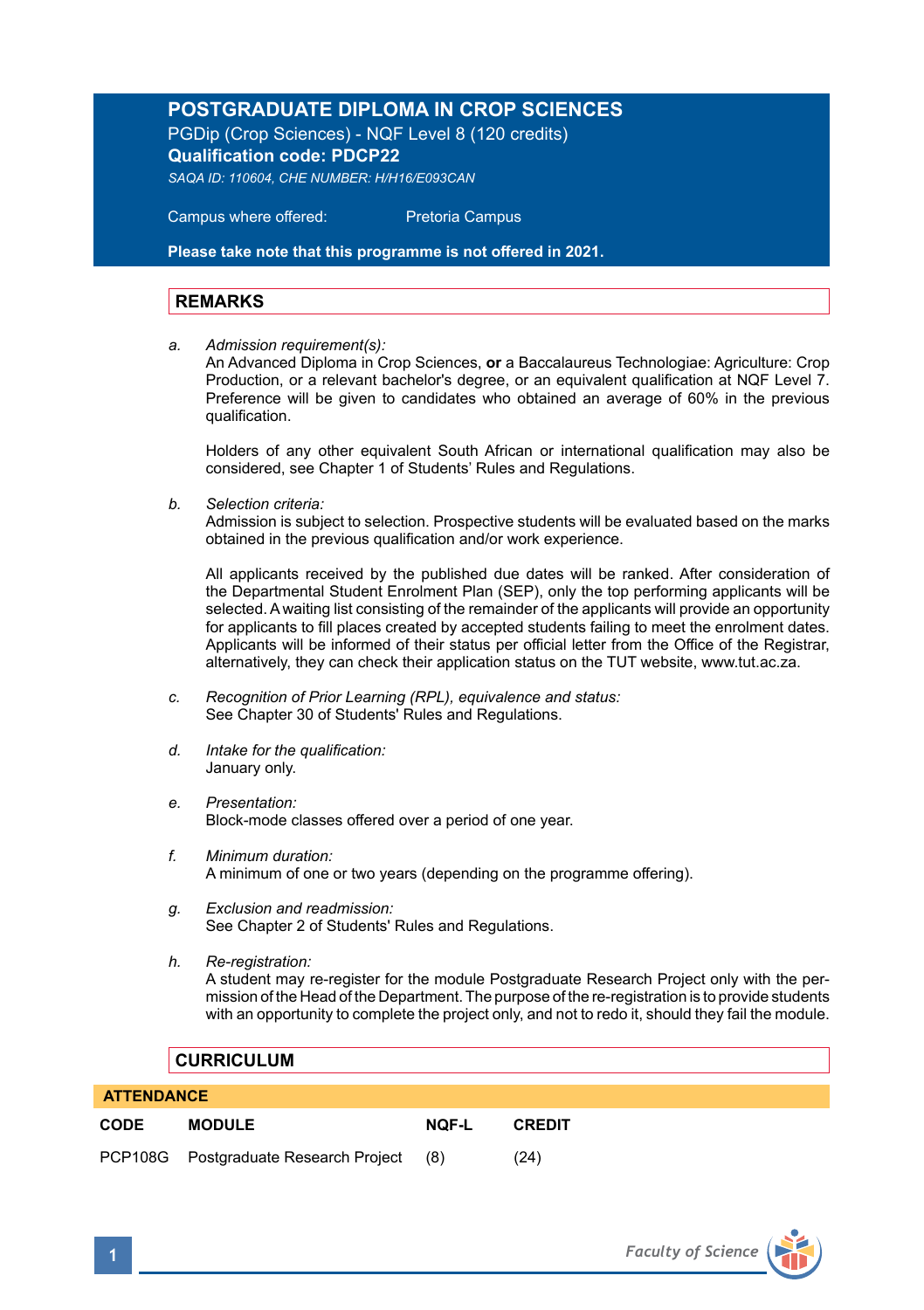# POSTGRADUATE DIPLOMA IN CROP SCIENCES

PGDip (Crop Sciences) - NQF Level 8 (120 credits)

**Qualification code: PDCP22**

*SAQA ID: 110604, CHE NUMBER: H/H16/E093CAN*

Campus where offered: Pretoria Campus

**Please take note that this programme is not offered in 2021.**

## REMARKS

*a. Admission requirement(s):*
An Advanced Diploma in Crop Sciences, **or** a Baccalaureus Technologiae: Agriculture: Crop Production, or a relevant bachelor's degree, or an equivalent qualification at NQF Level 7. Preference will be given to candidates who obtained an average of 60% in the previous qualification.

Holders of any other equivalent South African or international qualification may also be considered, see Chapter 1 of Students' Rules and Regulations.

*b. Selection criteria:*
Admission is subject to selection. Prospective students will be evaluated based on the marks obtained in the previous qualification and/or work experience.

All applicants received by the published due dates will be ranked. After consideration of the Departmental Student Enrolment Plan (SEP), only the top performing applicants will be selected. A waiting list consisting of the remainder of the applicants will provide an opportunity for applicants to fill places created by accepted students failing to meet the enrolment dates. Applicants will be informed of their status per official letter from the Office of the Registrar, alternatively, they can check their application status on the TUT website, www.tut.ac.za.

*c. Recognition of Prior Learning (RPL), equivalence and status:*
See Chapter 30 of Students' Rules and Regulations.

*d. Intake for the qualification:*
January only.

*e. Presentation:*
Block-mode classes offered over a period of one year.

*f. Minimum duration:*
A minimum of one or two years (depending on the programme offering).

*g. Exclusion and readmission:*
See Chapter 2 of Students' Rules and Regulations.

*h. Re-registration:*
A student may re-register for the module Postgraduate Research Project only with the permission of the Head of the Department. The purpose of the re-registration is to provide students with an opportunity to complete the project only, and not to redo it, should they fail the module.

## CURRICULUM

**ATTENDANCE**

| CODE | MODULE | NQF-L | CREDIT |
|---|---|---|---|
| PCP108G | Postgraduate Research Project | (8) | (24) |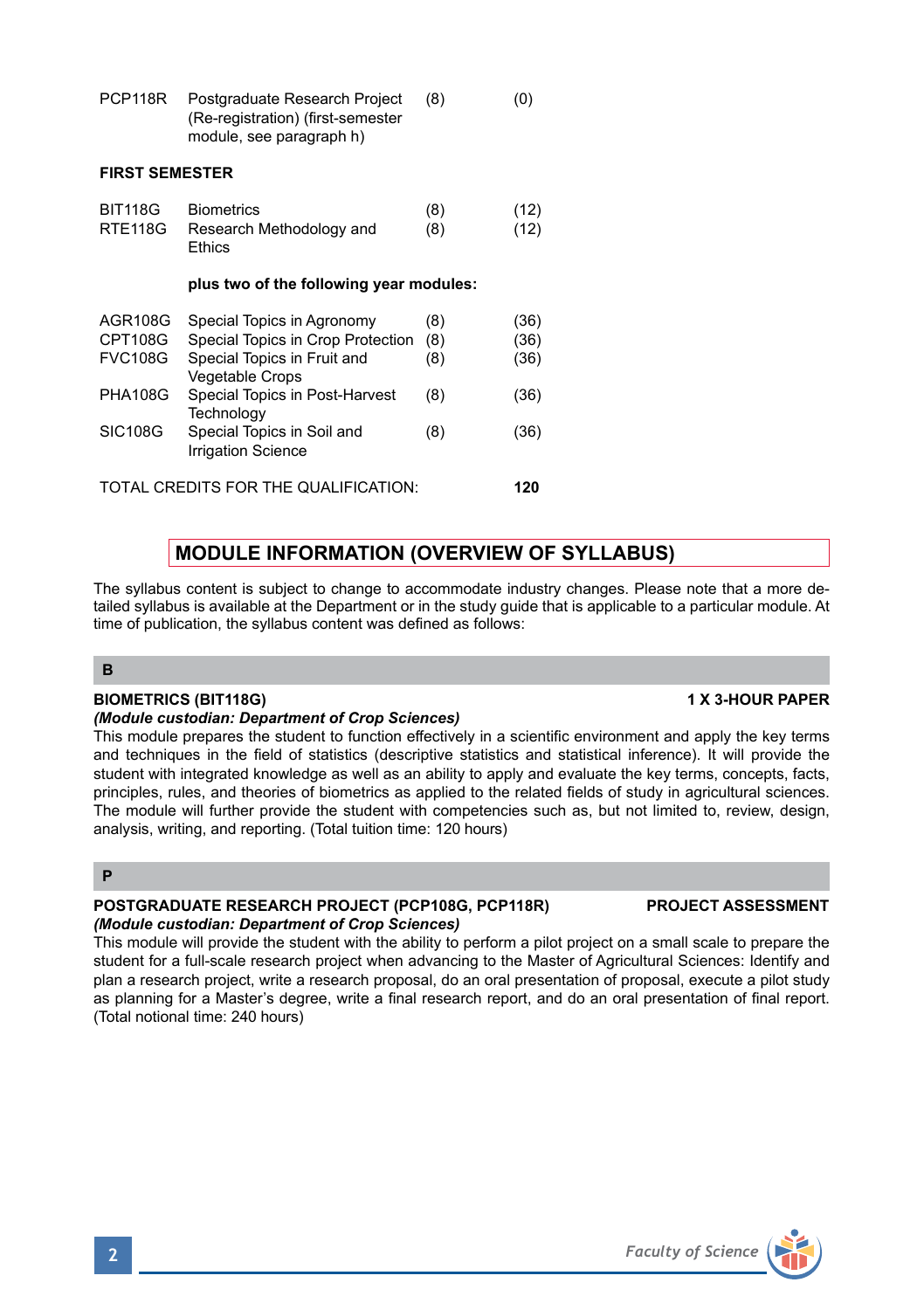| | | | |
|---|---|---|---|
| PCP118R | Postgraduate Research Project (Re-registration) (first-semester module, see paragraph h) | (8) | (0) |

**FIRST SEMESTER**

| | | | |
|---|---|---|---|
| BIT118G | Biometrics | (8) | (12) |
| RTE118G | Research Methodology and Ethics | (8) | (12) |
| | **plus two of the following year modules:** | | |
| AGR108G | Special Topics in Agronomy | (8) | (36) |
| CPT108G | Special Topics in Crop Protection | (8) | (36) |
| FVC108G | Special Topics in Fruit and Vegetable Crops | (8) | (36) |
| PHA108G | Special Topics in Post-Harvest Technology | (8) | (36) |
| SIC108G | Special Topics in Soil and Irrigation Science | (8) | (36) |

TOTAL CREDITS FOR THE QUALIFICATION: **120**

## MODULE INFORMATION (OVERVIEW OF SYLLABUS)

The syllabus content is subject to change to accommodate industry changes. Please note that a more detailed syllabus is available at the Department or in the study guide that is applicable to a particular module. At time of publication, the syllabus content was defined as follows:

### B

**BIOMETRICS (BIT118G)** **1 X 3-HOUR PAPER**
***(Module custodian: Department of Crop Sciences)***
This module prepares the student to function effectively in a scientific environment and apply the key terms and techniques in the field of statistics (descriptive statistics and statistical inference). It will provide the student with integrated knowledge as well as an ability to apply and evaluate the key terms, concepts, facts, principles, rules, and theories of biometrics as applied to the related fields of study in agricultural sciences. The module will further provide the student with competencies such as, but not limited to, review, design, analysis, writing, and reporting. (Total tuition time: 120 hours)

### P

**POSTGRADUATE RESEARCH PROJECT (PCP108G, PCP118R)** **PROJECT ASSESSMENT**
***(Module custodian: Department of Crop Sciences)***
This module will provide the student with the ability to perform a pilot project on a small scale to prepare the student for a full-scale research project when advancing to the Master of Agricultural Sciences: Identify and plan a research project, write a research proposal, do an oral presentation of proposal, execute a pilot study as planning for a Master's degree, write a final research report, and do an oral presentation of final report. (Total notional time: 240 hours)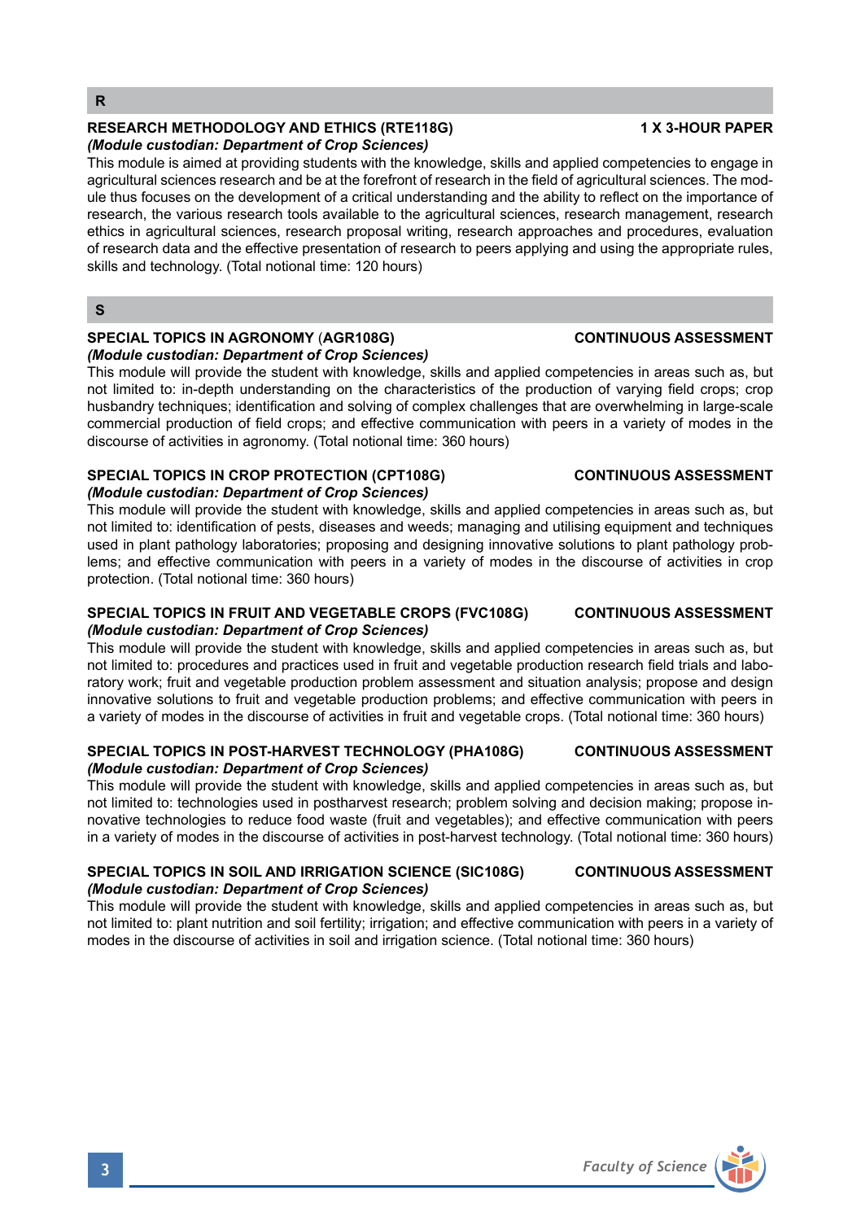## R

**RESEARCH METHODOLOGY AND ETHICS (RTE118G)** **1 X 3-HOUR PAPER**
***(Module custodian: Department of Crop Sciences)***

This module is aimed at providing students with the knowledge, skills and applied competencies to engage in agricultural sciences research and be at the forefront of research in the field of agricultural sciences. The module thus focuses on the development of a critical understanding and the ability to reflect on the importance of research, the various research tools available to the agricultural sciences, research management, research ethics in agricultural sciences, research proposal writing, research approaches and procedures, evaluation of research data and the effective presentation of research to peers applying and using the appropriate rules, skills and technology. (Total notional time: 120 hours)

## S

**SPECIAL TOPICS IN AGRONOMY (AGR108G)** **CONTINUOUS ASSESSMENT**
***(Module custodian: Department of Crop Sciences)***

This module will provide the student with knowledge, skills and applied competencies in areas such as, but not limited to: in-depth understanding on the characteristics of the production of varying field crops; crop husbandry techniques; identification and solving of complex challenges that are overwhelming in large-scale commercial production of field crops; and effective communication with peers in a variety of modes in the discourse of activities in agronomy. (Total notional time: 360 hours)

**SPECIAL TOPICS IN CROP PROTECTION (CPT108G)** **CONTINUOUS ASSESSMENT**
***(Module custodian: Department of Crop Sciences)***

This module will provide the student with knowledge, skills and applied competencies in areas such as, but not limited to: identification of pests, diseases and weeds; managing and utilising equipment and techniques used in plant pathology laboratories; proposing and designing innovative solutions to plant pathology problems; and effective communication with peers in a variety of modes in the discourse of activities in crop protection. (Total notional time: 360 hours)

**SPECIAL TOPICS IN FRUIT AND VEGETABLE CROPS (FVC108G)** **CONTINUOUS ASSESSMENT**
***(Module custodian: Department of Crop Sciences)***

This module will provide the student with knowledge, skills and applied competencies in areas such as, but not limited to: procedures and practices used in fruit and vegetable production research field trials and laboratory work; fruit and vegetable production problem assessment and situation analysis; propose and design innovative solutions to fruit and vegetable production problems; and effective communication with peers in a variety of modes in the discourse of activities in fruit and vegetable crops. (Total notional time: 360 hours)

**SPECIAL TOPICS IN POST-HARVEST TECHNOLOGY (PHA108G)** **CONTINUOUS ASSESSMENT**
***(Module custodian: Department of Crop Sciences)***

This module will provide the student with knowledge, skills and applied competencies in areas such as, but not limited to: technologies used in postharvest research; problem solving and decision making; propose innovative technologies to reduce food waste (fruit and vegetables); and effective communication with peers in a variety of modes in the discourse of activities in post-harvest technology. (Total notional time: 360 hours)

**SPECIAL TOPICS IN SOIL AND IRRIGATION SCIENCE (SIC108G)** **CONTINUOUS ASSESSMENT**
***(Module custodian: Department of Crop Sciences)***

This module will provide the student with knowledge, skills and applied competencies in areas such as, but not limited to: plant nutrition and soil fertility; irrigation; and effective communication with peers in a variety of modes in the discourse of activities in soil and irrigation science. (Total notional time: 360 hours)